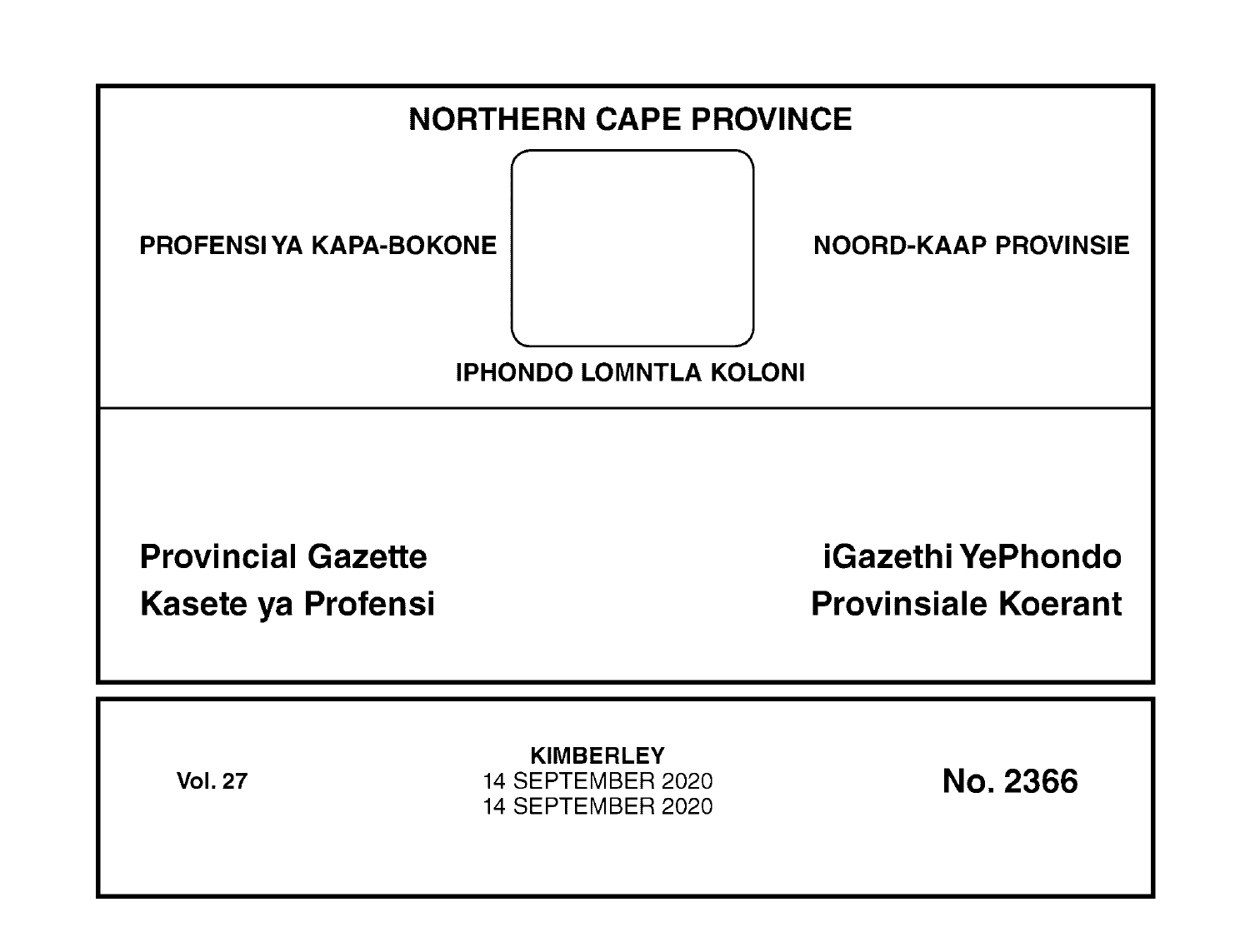# NORTHERN CAPE PROVINCE

**PROFENSI YA KAPA-BOKONE**

**NOORD-KAAP PROVINSIE**

**IPHONDO LOMNTLA KOLONI**

## Provincial Gazette
## Kasete ya Profensi

## iGazethi YePhondo
## Provinsiale Koerant

**Vol. 27**

**KIMBERLEY**
14 SEPTEMBER 2020
14 SEPTEMBER 2020

**No. 2366**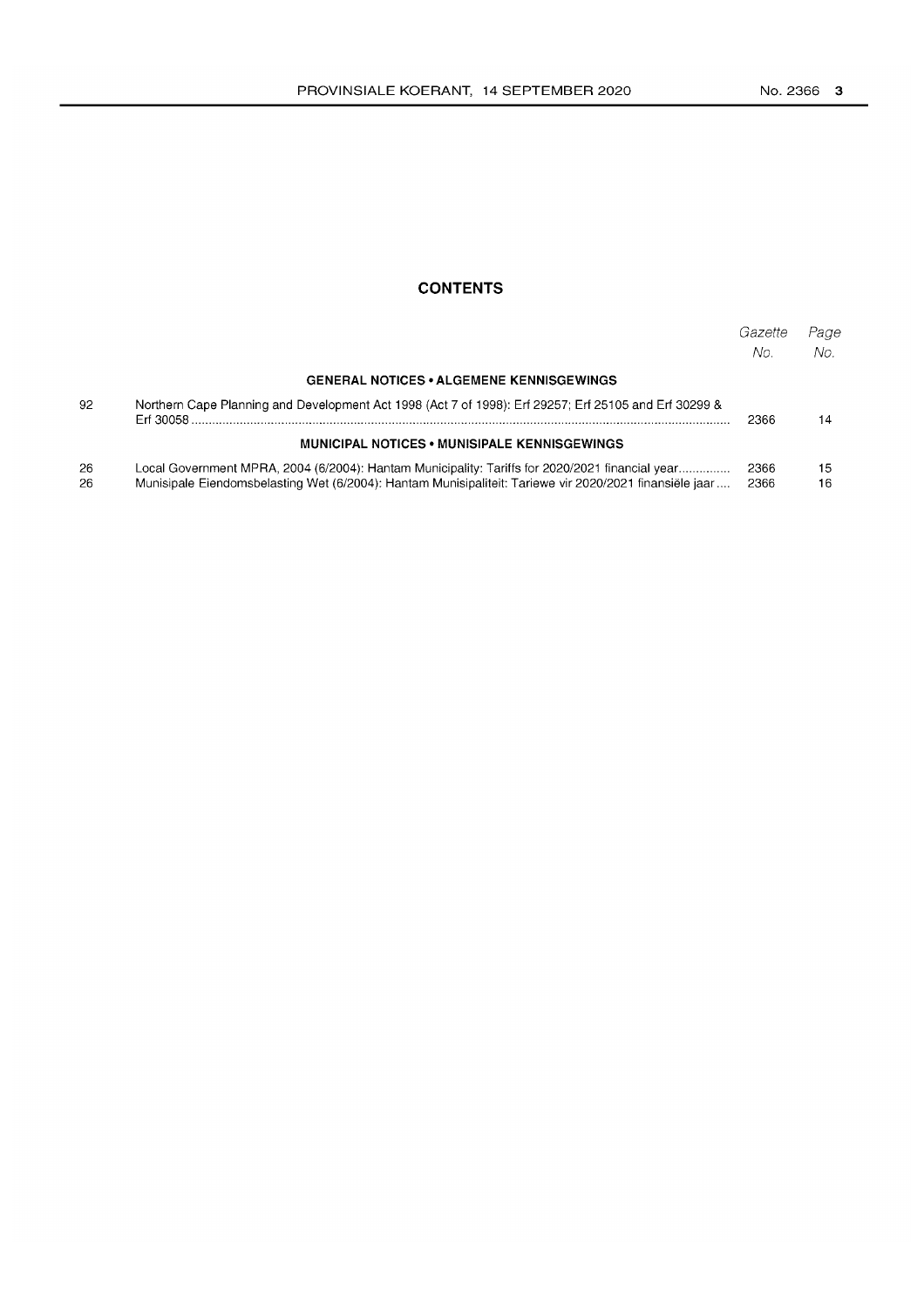## CONTENTS

| | | Gazette No. | Page No. |
|---|---|---|---|
| | **GENERAL NOTICES • ALGEMENE KENNISGEWINGS** | | |
| 92 | Northern Cape Planning and Development Act 1998 (Act 7 of 1998): Erf 29257; Erf 25105 and Erf 30299 & Erf 30058 | 2366 | 14 |
| | **MUNICIPAL NOTICES • MUNISIPALE KENNISGEWINGS** | | |
| 26 | Local Government MPRA, 2004 (6/2004): Hantam Municipality: Tariffs for 2020/2021 financial year | 2366 | 15 |
| 26 | Munisipale Eiendomsbelasting Wet (6/2004): Hantam Munisipaliteit: Tariewe vir 2020/2021 finansiële jaar | 2366 | 16 |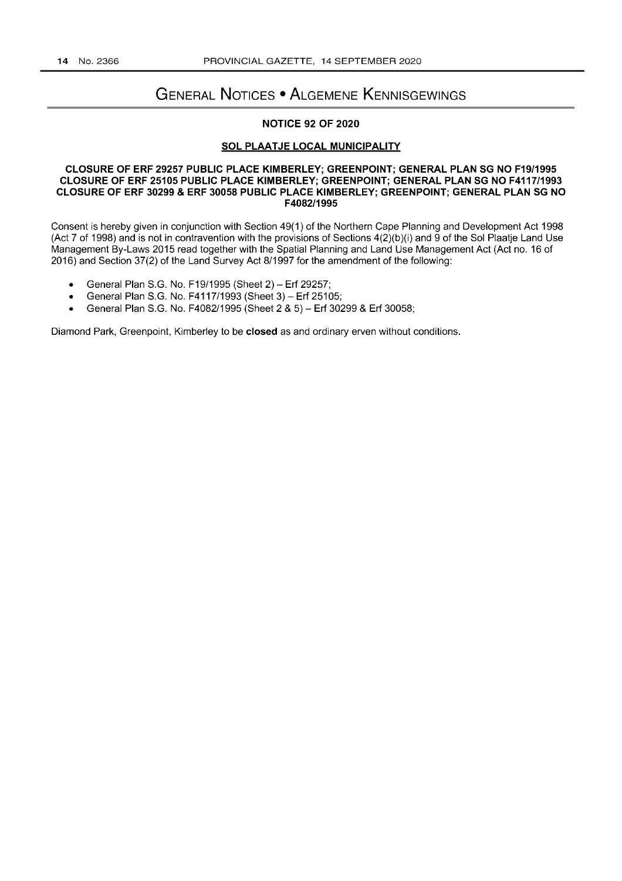# General Notices • Algemene Kennisgewings

## NOTICE 92 OF 2020

### SOL PLAATJE LOCAL MUNICIPALITY

**CLOSURE OF ERF 29257 PUBLIC PLACE KIMBERLEY; GREENPOINT; GENERAL PLAN SG NO F19/1995**
**CLOSURE OF ERF 25105 PUBLIC PLACE KIMBERLEY; GREENPOINT; GENERAL PLAN SG NO F4117/1993**
**CLOSURE OF ERF 30299 & ERF 30058 PUBLIC PLACE KIMBERLEY; GREENPOINT; GENERAL PLAN SG NO F4082/1995**

Consent is hereby given in conjunction with Section 49(1) of the Northern Cape Planning and Development Act 1998 (Act 7 of 1998) and is not in contravention with the provisions of Sections 4(2)(b)(i) and 9 of the Sol Plaatje Land Use Management By-Laws 2015 read together with the Spatial Planning and Land Use Management Act (Act no. 16 of 2016) and Section 37(2) of the Land Survey Act 8/1997 for the amendment of the following:

- General Plan S.G. No. F19/1995 (Sheet 2) – Erf 29257;
- General Plan S.G. No. F4117/1993 (Sheet 3) – Erf 25105;
- General Plan S.G. No. F4082/1995 (Sheet 2 & 5) – Erf 30299 & Erf 30058;

Diamond Park, Greenpoint, Kimberley to be **closed** as and ordinary erven without conditions.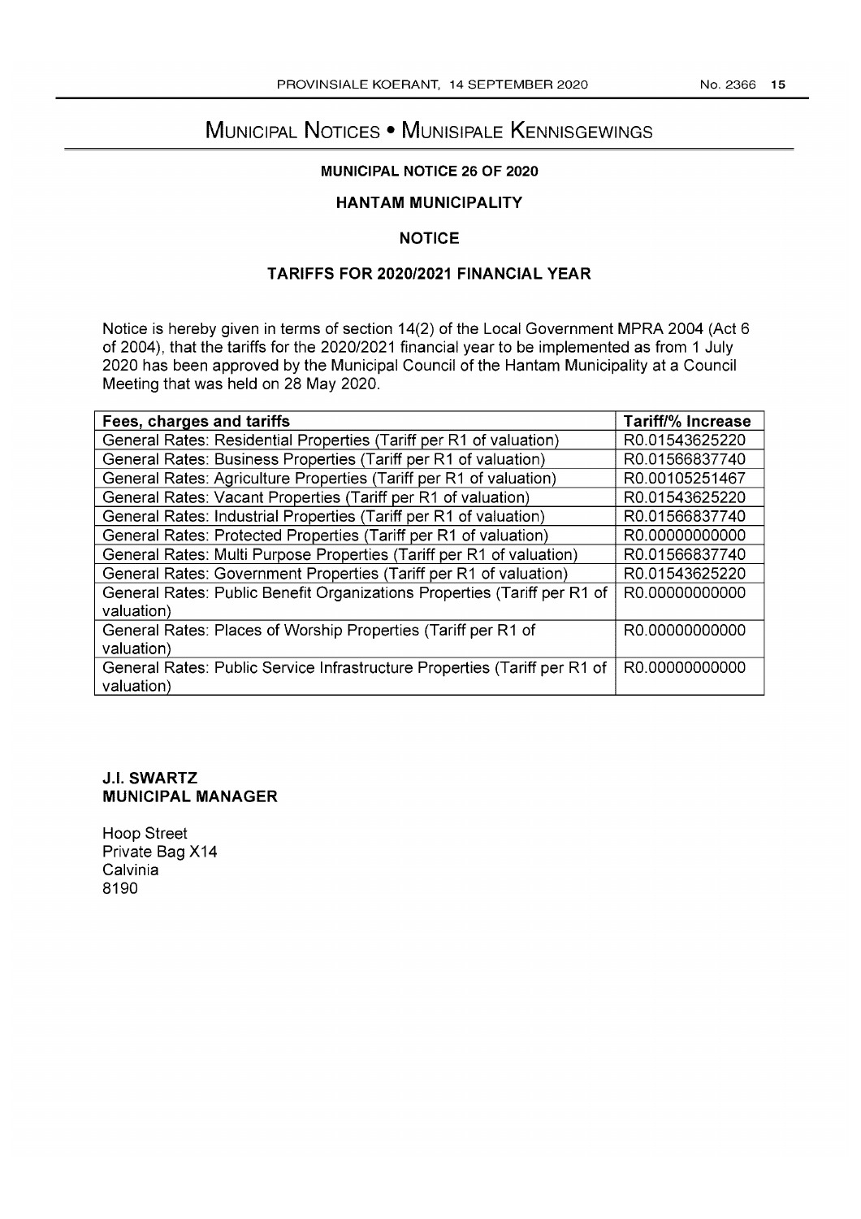# Municipal Notices • Munisipale Kennisgewings

## MUNICIPAL NOTICE 26 OF 2020

## HANTAM MUNICIPALITY

### NOTICE

### TARIFFS FOR 2020/2021 FINANCIAL YEAR

Notice is hereby given in terms of section 14(2) of the Local Government MPRA 2004 (Act 6 of 2004), that the tariffs for the 2020/2021 financial year to be implemented as from 1 July 2020 has been approved by the Municipal Council of the Hantam Municipality at a Council Meeting that was held on 28 May 2020.

| Fees, charges and tariffs | Tariff/% Increase |
|---|---|
| General Rates: Residential Properties (Tariff per R1 of valuation) | R0.01543625220 |
| General Rates: Business Properties (Tariff per R1 of valuation) | R0.01566837740 |
| General Rates: Agriculture Properties (Tariff per R1 of valuation) | R0.00105251467 |
| General Rates: Vacant Properties (Tariff per R1 of valuation) | R0.01543625220 |
| General Rates: Industrial Properties (Tariff per R1 of valuation) | R0.01566837740 |
| General Rates: Protected Properties (Tariff per R1 of valuation) | R0.00000000000 |
| General Rates: Multi Purpose Properties (Tariff per R1 of valuation) | R0.01566837740 |
| General Rates: Government Properties (Tariff per R1 of valuation) | R0.01543625220 |
| General Rates: Public Benefit Organizations Properties (Tariff per R1 of valuation) | R0.00000000000 |
| General Rates: Places of Worship Properties (Tariff per R1 of valuation) | R0.00000000000 |
| General Rates: Public Service Infrastructure Properties (Tariff per R1 of valuation) | R0.00000000000 |

**J.I. SWARTZ**
**MUNICIPAL MANAGER**

Hoop Street
Private Bag X14
Calvinia
8190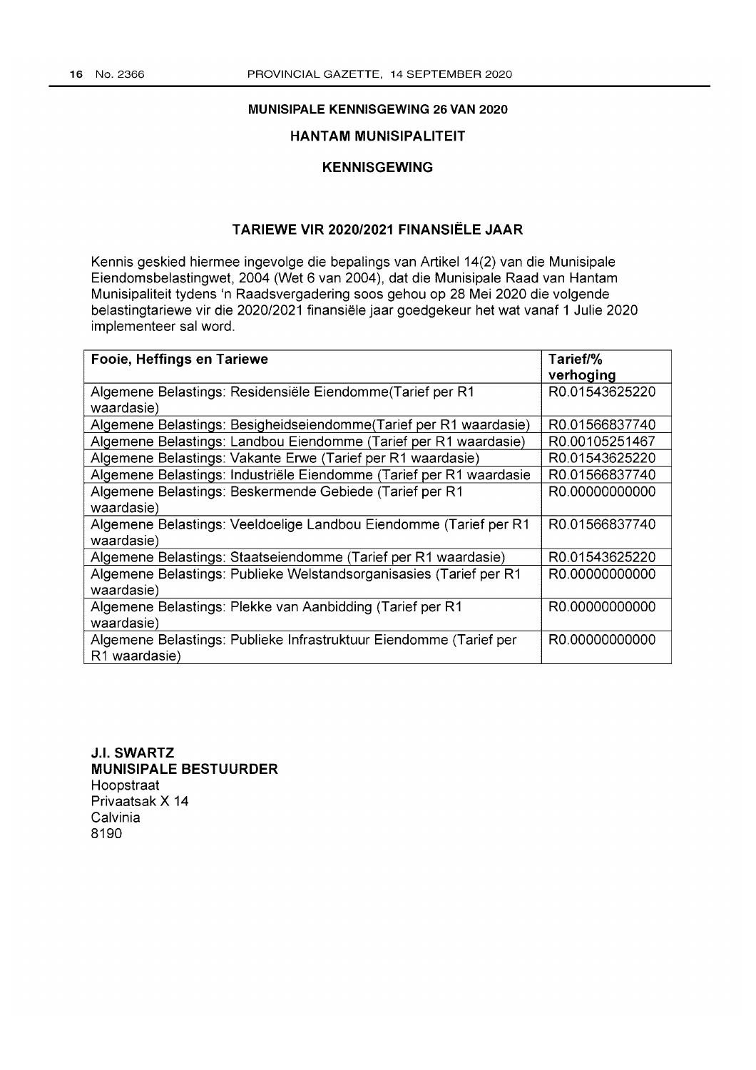**MUNISIPALE KENNISGEWING 26 VAN 2020**

**HANTAM MUNISIPALITEIT**

**KENNISGEWING**

## TARIEWE VIR 2020/2021 FINANSIËLE JAAR

Kennis geskied hiermee ingevolge die bepalings van Artikel 14(2) van die Munisipale Eiendomsbelastingwet, 2004 (Wet 6 van 2004), dat die Munisipale Raad van Hantam Munisipaliteit tydens 'n Raadsvergadering soos gehou op 28 Mei 2020 die volgende belastingtariewe vir die 2020/2021 finansiële jaar goedgekeur het wat vanaf 1 Julie 2020 implementeer sal word.

| Fooie, Heffings en Tariewe | Tarief/% verhoging |
|---|---|
| Algemene Belastings: Residensiële Eiendomme(Tarief per R1 waardasie) | R0.01543625220 |
| Algemene Belastings: Besigheidseiendomme(Tarief per R1 waardasie) | R0.01566837740 |
| Algemene Belastings: Landbou Eiendomme (Tarief per R1 waardasie) | R0.00105251467 |
| Algemene Belastings: Vakante Erwe (Tarief per R1 waardasie) | R0.01543625220 |
| Algemene Belastings: Industriële Eiendomme (Tarief per R1 waardasie | R0.01566837740 |
| Algemene Belastings: Beskermende Gebiede (Tarief per R1 waardasie) | R0.00000000000 |
| Algemene Belastings: Veeldoelige Landbou Eiendomme (Tarief per R1 waardasie) | R0.01566837740 |
| Algemene Belastings: Staatseiendomme (Tarief per R1 waardasie) | R0.01543625220 |
| Algemene Belastings: Publieke Welstandsorganisasies (Tarief per R1 waardasie) | R0.00000000000 |
| Algemene Belastings: Plekke van Aanbidding (Tarief per R1 waardasie) | R0.00000000000 |
| Algemene Belastings: Publieke Infrastruktuur Eiendomme (Tarief per R1 waardasie) | R0.00000000000 |

**J.I. SWARTZ**
**MUNISIPALE BESTUURDER**
Hoopstraat
Privaatsak X 14
Calvinia
8190